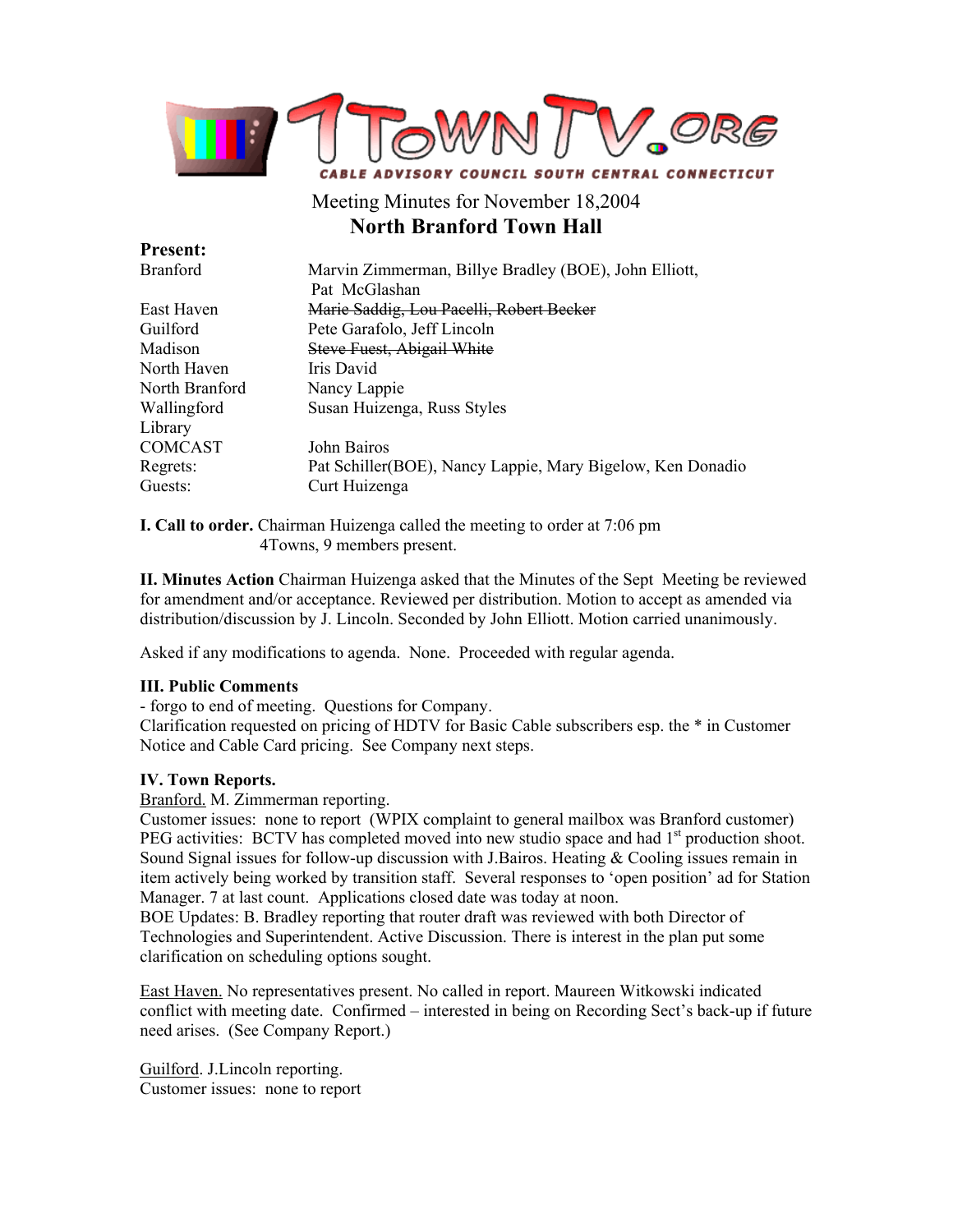1TownTV.org

CABLE ADVISORY COUNCIL SOUTH CENTRAL CONNECTICUT

Meeting Minutes for November 18,2004

## North Branford Town Hall

**Present:**

| | |
|---|---|
| Branford | Marvin Zimmerman, Billye Bradley (BOE), John Elliott, Pat McGlashan |
| East Haven | ~~Marie Saddig, Lou Pacelli, Robert Becker~~ |
| Guilford | Pete Garafolo, Jeff Lincoln |
| Madison | ~~Steve Fuest, Abigail White~~ |
| North Haven | Iris David |
| North Branford | Nancy Lappie |
| Wallingford | Susan Huizenga, Russ Styles |
| Library | |
| COMCAST | John Bairos |
| Regrets: | Pat Schiller(BOE), Nancy Lappie, Mary Bigelow, Ken Donadio |
| Guests: | Curt Huizenga |

**I. Call to order.** Chairman Huizenga called the meeting to order at 7:06 pm 4Towns, 9 members present.

**II. Minutes Action** Chairman Huizenga asked that the Minutes of the Sept Meeting be reviewed for amendment and/or acceptance. Reviewed per distribution. Motion to accept as amended via distribution/discussion by J. Lincoln. Seconded by John Elliott. Motion carried unanimously.

Asked if any modifications to agenda. None. Proceeded with regular agenda.

**III. Public Comments**

- forgo to end of meeting. Questions for Company.

Clarification requested on pricing of HDTV for Basic Cable subscribers esp. the * in Customer Notice and Cable Card pricing. See Company next steps.

**IV. Town Reports.**

Branford. M. Zimmerman reporting.

Customer issues: none to report (WPIX complaint to general mailbox was Branford customer)

PEG activities: BCTV has completed moved into new studio space and had 1st production shoot. Sound Signal issues for follow-up discussion with J.Bairos. Heating & Cooling issues remain in item actively being worked by transition staff. Several responses to 'open position' ad for Station Manager. 7 at last count. Applications closed date was today at noon.

BOE Updates: B. Bradley reporting that router draft was reviewed with both Director of Technologies and Superintendent. Active Discussion. There is interest in the plan put some clarification on scheduling options sought.

East Haven. No representatives present. No called in report. Maureen Witkowski indicated conflict with meeting date. Confirmed – interested in being on Recording Sect's back-up if future need arises. (See Company Report.)

Guilford. J.Lincoln reporting.

Customer issues: none to report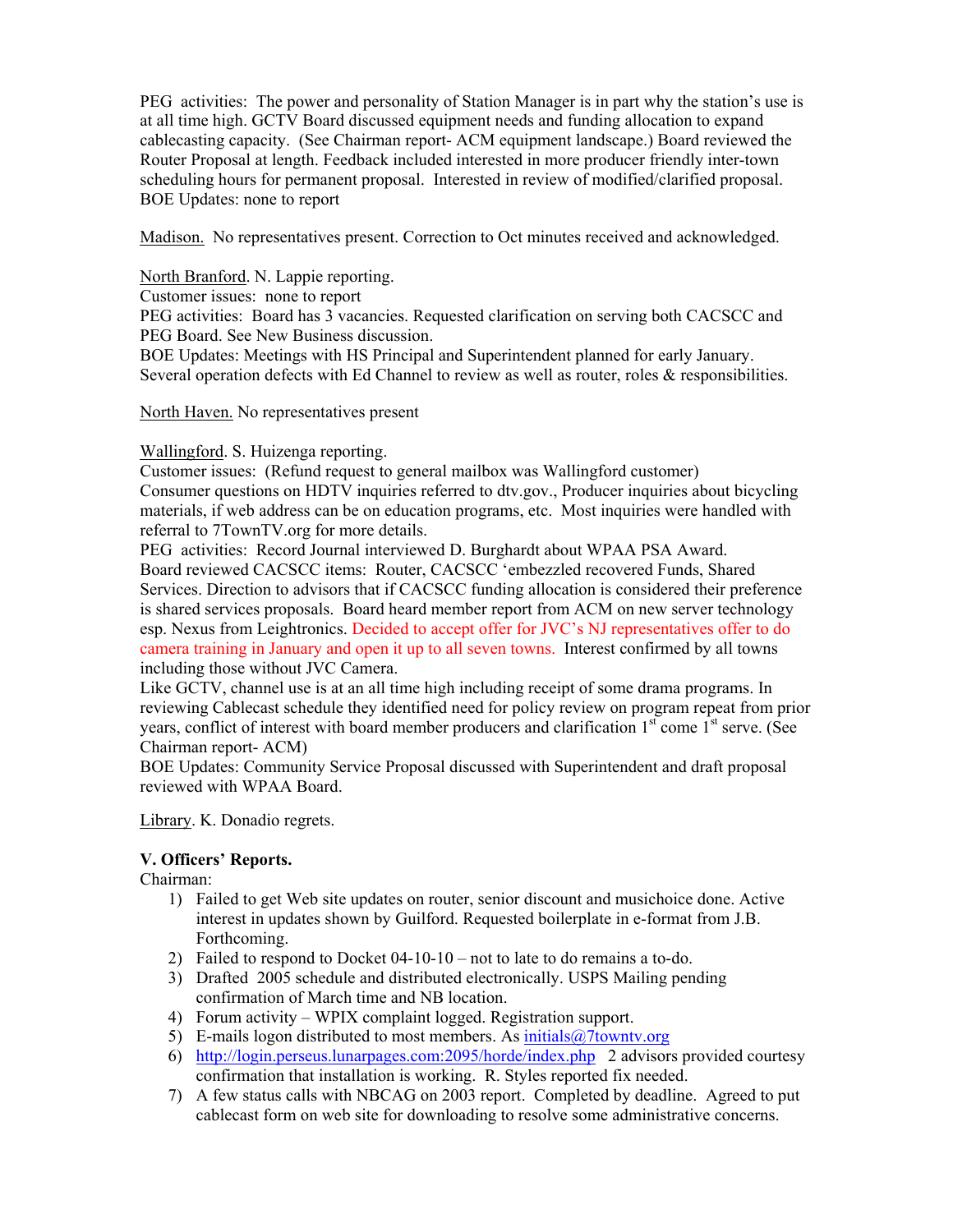PEG activities: The power and personality of Station Manager is in part why the station's use is at all time high. GCTV Board discussed equipment needs and funding allocation to expand cablecasting capacity. (See Chairman report- ACM equipment landscape.) Board reviewed the Router Proposal at length. Feedback included interested in more producer friendly inter-town scheduling hours for permanent proposal. Interested in review of modified/clarified proposal.
BOE Updates: none to report

Madison. No representatives present. Correction to Oct minutes received and acknowledged.

North Branford. N. Lappie reporting.
Customer issues: none to report
PEG activities: Board has 3 vacancies. Requested clarification on serving both CACSCC and PEG Board. See New Business discussion.
BOE Updates: Meetings with HS Principal and Superintendent planned for early January. Several operation defects with Ed Channel to review as well as router, roles & responsibilities.

North Haven. No representatives present

Wallingford. S. Huizenga reporting.
Customer issues: (Refund request to general mailbox was Wallingford customer)
Consumer questions on HDTV inquiries referred to dtv.gov., Producer inquiries about bicycling materials, if web address can be on education programs, etc. Most inquiries were handled with referral to 7TownTV.org for more details.
PEG activities: Record Journal interviewed D. Burghardt about WPAA PSA Award.
Board reviewed CACSCC items: Router, CACSCC 'embezzled recovered Funds, Shared Services. Direction to advisors that if CACSCC funding allocation is considered their preference is shared services proposals. Board heard member report from ACM on new server technology esp. Nexus from Leightronics. Decided to accept offer for JVC's NJ representatives offer to do camera training in January and open it up to all seven towns. Interest confirmed by all towns including those without JVC Camera.
Like GCTV, channel use is at an all time high including receipt of some drama programs. In reviewing Cablecast schedule they identified need for policy review on program repeat from prior years, conflict of interest with board member producers and clarification 1st come 1st serve. (See Chairman report- ACM)
BOE Updates: Community Service Proposal discussed with Superintendent and draft proposal reviewed with WPAA Board.

Library. K. Donadio regrets.

**V. Officers' Reports.**
Chairman:

1) Failed to get Web site updates on router, senior discount and musichoice done. Active interest in updates shown by Guilford. Requested boilerplate in e-format from J.B. Forthcoming.
2) Failed to respond to Docket 04-10-10 – not to late to do remains a to-do.
3) Drafted 2005 schedule and distributed electronically. USPS Mailing pending confirmation of March time and NB location.
4) Forum activity – WPIX complaint logged. Registration support.
5) E-mails logon distributed to most members. As initials@7towntv.org
6) http://login.perseus.lunarpages.com:2095/horde/index.php 2 advisors provided courtesy confirmation that installation is working. R. Styles reported fix needed.
7) A few status calls with NBCAG on 2003 report. Completed by deadline. Agreed to put cablecast form on web site for downloading to resolve some administrative concerns.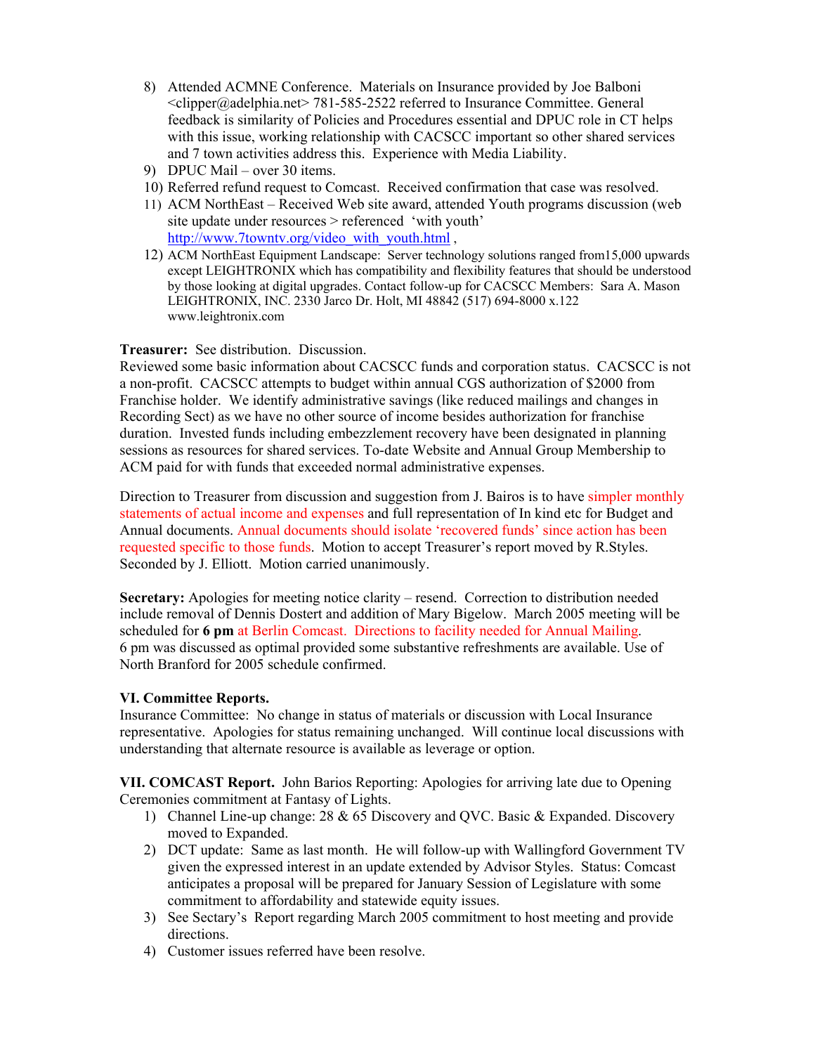8) Attended ACMNE Conference. Materials on Insurance provided by Joe Balboni <clipper@adelphia.net> 781-585-2522 referred to Insurance Committee. General feedback is similarity of Policies and Procedures essential and DPUC role in CT helps with this issue, working relationship with CACSCC important so other shared services and 7 town activities address this. Experience with Media Liability.
9) DPUC Mail – over 30 items.
10) Referred refund request to Comcast. Received confirmation that case was resolved.
11) ACM NorthEast – Received Web site award, attended Youth programs discussion (web site update under resources > referenced 'with youth' http://www.7towntv.org/video_with_youth.html ,
12) ACM NorthEast Equipment Landscape: Server technology solutions ranged from15,000 upwards except LEIGHTRONIX which has compatibility and flexibility features that should be understood by those looking at digital upgrades. Contact follow-up for CACSCC Members: Sara A. Mason LEIGHTRONIX, INC. 2330 Jarco Dr. Holt, MI 48842 (517) 694-8000 x.122 www.leightronix.com

**Treasurer:** See distribution. Discussion.
Reviewed some basic information about CACSCC funds and corporation status. CACSCC is not a non-profit. CACSCC attempts to budget within annual CGS authorization of $2000 from Franchise holder. We identify administrative savings (like reduced mailings and changes in Recording Sect) as we have no other source of income besides authorization for franchise duration. Invested funds including embezzlement recovery have been designated in planning sessions as resources for shared services. To-date Website and Annual Group Membership to ACM paid for with funds that exceeded normal administrative expenses.

Direction to Treasurer from discussion and suggestion from J. Bairos is to have simpler monthly statements of actual income and expenses and full representation of In kind etc for Budget and Annual documents. Annual documents should isolate 'recovered funds' since action has been requested specific to those funds. Motion to accept Treasurer's report moved by R.Styles. Seconded by J. Elliott. Motion carried unanimously.

**Secretary:** Apologies for meeting notice clarity – resend. Correction to distribution needed include removal of Dennis Dostert and addition of Mary Bigelow. March 2005 meeting will be scheduled for **6 pm** at Berlin Comcast. Directions to facility needed for Annual Mailing.
6 pm was discussed as optimal provided some substantive refreshments are available. Use of North Branford for 2005 schedule confirmed.

**VI. Committee Reports.**
Insurance Committee: No change in status of materials or discussion with Local Insurance representative. Apologies for status remaining unchanged. Will continue local discussions with understanding that alternate resource is available as leverage or option.

**VII. COMCAST Report.** John Barios Reporting: Apologies for arriving late due to Opening Ceremonies commitment at Fantasy of Lights.

1) Channel Line-up change: 28 & 65 Discovery and QVC. Basic & Expanded. Discovery moved to Expanded.
2) DCT update: Same as last month. He will follow-up with Wallingford Government TV given the expressed interest in an update extended by Advisor Styles. Status: Comcast anticipates a proposal will be prepared for January Session of Legislature with some commitment to affordability and statewide equity issues.
3) See Sectary's Report regarding March 2005 commitment to host meeting and provide directions.
4) Customer issues referred have been resolve.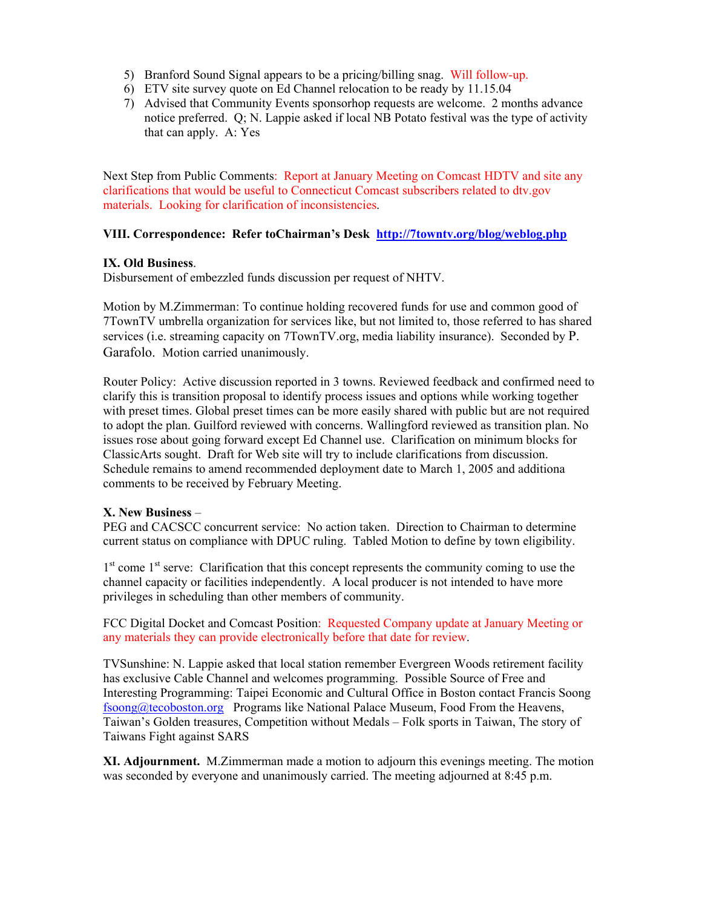5) Branford Sound Signal appears to be a pricing/billing snag. Will follow-up.
6) ETV site survey quote on Ed Channel relocation to be ready by 11.15.04
7) Advised that Community Events sponsorhop requests are welcome. 2 months advance notice preferred. Q; N. Lappie asked if local NB Potato festival was the type of activity that can apply. A: Yes

Next Step from Public Comments: Report at January Meeting on Comcast HDTV and site any clarifications that would be useful to Connecticut Comcast subscribers related to dtv.gov materials. Looking for clarification of inconsistencies.

**VIII. Correspondence: Refer toChairman's Desk http://7towntv.org/blog/weblog.php**

**IX. Old Business**.

Disbursement of embezzled funds discussion per request of NHTV.

Motion by M.Zimmerman: To continue holding recovered funds for use and common good of 7TownTV umbrella organization for services like, but not limited to, those referred to has shared services (i.e. streaming capacity on 7TownTV.org, media liability insurance). Seconded by P. Garafolo. Motion carried unanimously.

Router Policy: Active discussion reported in 3 towns. Reviewed feedback and confirmed need to clarify this is transition proposal to identify process issues and options while working together with preset times. Global preset times can be more easily shared with public but are not required to adopt the plan. Guilford reviewed with concerns. Wallingford reviewed as transition plan. No issues rose about going forward except Ed Channel use. Clarification on minimum blocks for ClassicArts sought. Draft for Web site will try to include clarifications from discussion. Schedule remains to amend recommended deployment date to March 1, 2005 and additiona comments to be received by February Meeting.

**X. New Business** –

PEG and CACSCC concurrent service: No action taken. Direction to Chairman to determine current status on compliance with DPUC ruling. Tabled Motion to define by town eligibility.

1st come 1st serve: Clarification that this concept represents the community coming to use the channel capacity or facilities independently. A local producer is not intended to have more privileges in scheduling than other members of community.

FCC Digital Docket and Comcast Position: Requested Company update at January Meeting or any materials they can provide electronically before that date for review.

TVSunshine: N. Lappie asked that local station remember Evergreen Woods retirement facility has exclusive Cable Channel and welcomes programming. Possible Source of Free and Interesting Programming: Taipei Economic and Cultural Office in Boston contact Francis Soong fsoong@tecoboston.org Programs like National Palace Museum, Food From the Heavens, Taiwan's Golden treasures, Competition without Medals – Folk sports in Taiwan, The story of Taiwans Fight against SARS

**XI. Adjournment.** M.Zimmerman made a motion to adjourn this evenings meeting. The motion was seconded by everyone and unanimously carried. The meeting adjourned at 8:45 p.m.